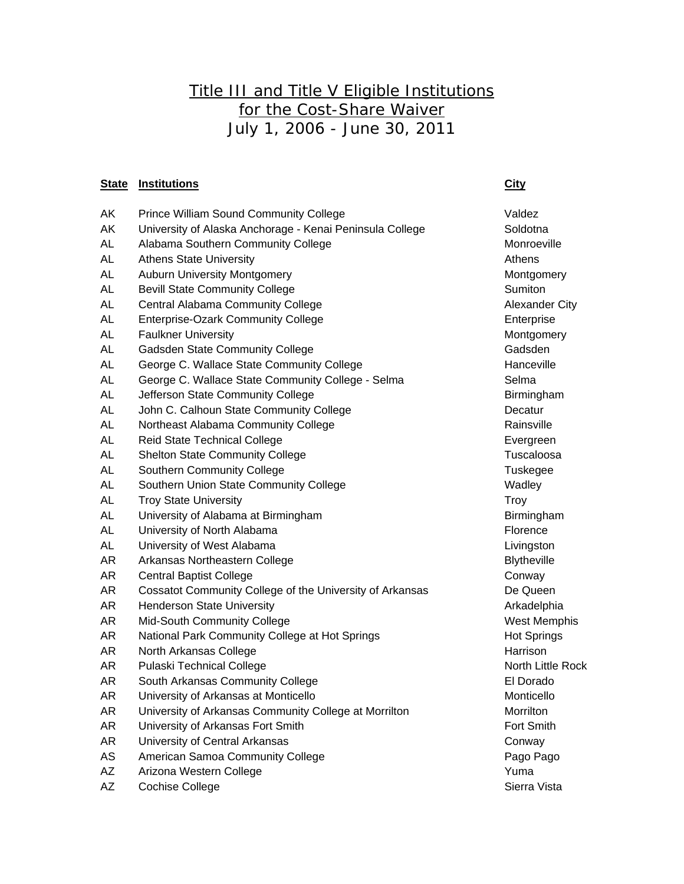# Title III and Title V Eligible Institutions for the Cost-Share Waiver
## July 1, 2006 - June 30, 2011

| State | Institutions | City |
|---|---|---|
| AK | Prince William Sound Community College | Valdez |
| AK | University of Alaska Anchorage - Kenai Peninsula College | Soldotna |
| AL | Alabama Southern Community College | Monroeville |
| AL | Athens State University | Athens |
| AL | Auburn University Montgomery | Montgomery |
| AL | Bevill State Community College | Sumiton |
| AL | Central Alabama Community College | Alexander City |
| AL | Enterprise-Ozark Community College | Enterprise |
| AL | Faulkner University | Montgomery |
| AL | Gadsden State Community College | Gadsden |
| AL | George C. Wallace State Community College | Hanceville |
| AL | George C. Wallace State Community College - Selma | Selma |
| AL | Jefferson State Community College | Birmingham |
| AL | John C. Calhoun State Community College | Decatur |
| AL | Northeast Alabama Community College | Rainsville |
| AL | Reid State Technical College | Evergreen |
| AL | Shelton State Community College | Tuscaloosa |
| AL | Southern Community College | Tuskegee |
| AL | Southern Union State Community College | Wadley |
| AL | Troy State University | Troy |
| AL | University of Alabama at Birmingham | Birmingham |
| AL | University of North Alabama | Florence |
| AL | University of West Alabama | Livingston |
| AR | Arkansas Northeastern College | Blytheville |
| AR | Central Baptist College | Conway |
| AR | Cossatot Community College of the University of Arkansas | De Queen |
| AR | Henderson State University | Arkadelphia |
| AR | Mid-South Community College | West Memphis |
| AR | National Park Community College at Hot Springs | Hot Springs |
| AR | North Arkansas College | Harrison |
| AR | Pulaski Technical College | North Little Rock |
| AR | South Arkansas Community College | El Dorado |
| AR | University of Arkansas at Monticello | Monticello |
| AR | University of Arkansas Community College at Morrilton | Morrilton |
| AR | University of Arkansas Fort Smith | Fort Smith |
| AR | University of Central Arkansas | Conway |
| AS | American Samoa Community College | Pago Pago |
| AZ | Arizona Western College | Yuma |
| AZ | Cochise College | Sierra Vista |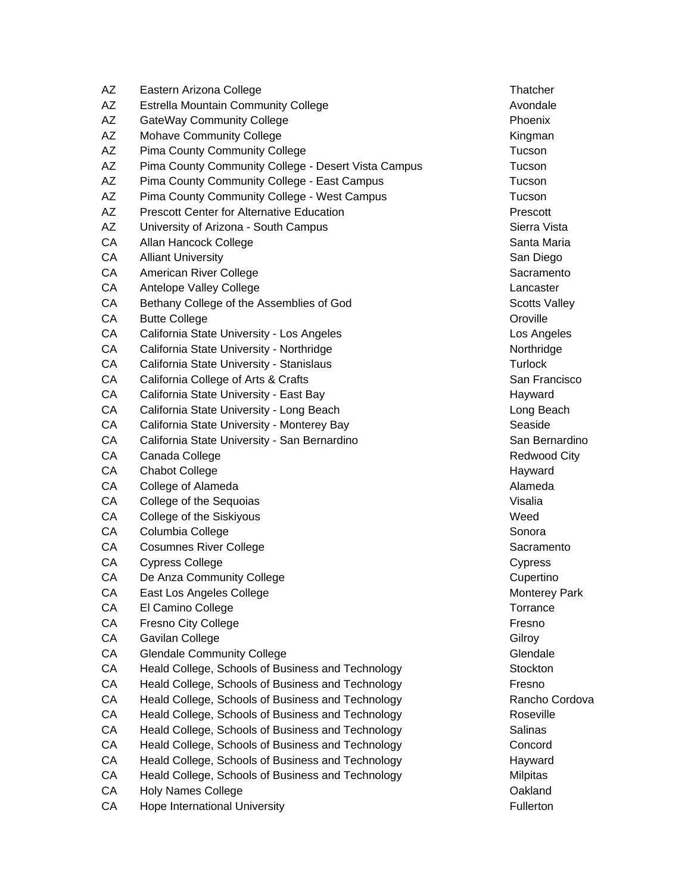| | | |
|---|---|---|
| AZ | Eastern Arizona College | Thatcher |
| AZ | Estrella Mountain Community College | Avondale |
| AZ | GateWay Community College | Phoenix |
| AZ | Mohave Community College | Kingman |
| AZ | Pima County Community College | Tucson |
| AZ | Pima County Community College - Desert Vista Campus | Tucson |
| AZ | Pima County Community College - East Campus | Tucson |
| AZ | Pima County Community College - West Campus | Tucson |
| AZ | Prescott Center for Alternative Education | Prescott |
| AZ | University of Arizona - South Campus | Sierra Vista |
| CA | Allan Hancock College | Santa Maria |
| CA | Alliant University | San Diego |
| CA | American River College | Sacramento |
| CA | Antelope Valley College | Lancaster |
| CA | Bethany College of the Assemblies of God | Scotts Valley |
| CA | Butte College | Oroville |
| CA | California State University - Los Angeles | Los Angeles |
| CA | California State University - Northridge | Northridge |
| CA | California State University - Stanislaus | Turlock |
| CA | California College of Arts & Crafts | San Francisco |
| CA | California State University - East Bay | Hayward |
| CA | California State University - Long Beach | Long Beach |
| CA | California State University - Monterey Bay | Seaside |
| CA | California State University - San Bernardino | San Bernardino |
| CA | Canada College | Redwood City |
| CA | Chabot College | Hayward |
| CA | College of Alameda | Alameda |
| CA | College of the Sequoias | Visalia |
| CA | College of the Siskiyous | Weed |
| CA | Columbia College | Sonora |
| CA | Cosumnes River College | Sacramento |
| CA | Cypress College | Cypress |
| CA | De Anza Community College | Cupertino |
| CA | East Los Angeles College | Monterey Park |
| CA | El Camino College | Torrance |
| CA | Fresno City College | Fresno |
| CA | Gavilan College | Gilroy |
| CA | Glendale Community College | Glendale |
| CA | Heald College, Schools of Business and Technology | Stockton |
| CA | Heald College, Schools of Business and Technology | Fresno |
| CA | Heald College, Schools of Business and Technology | Rancho Cordova |
| CA | Heald College, Schools of Business and Technology | Roseville |
| CA | Heald College, Schools of Business and Technology | Salinas |
| CA | Heald College, Schools of Business and Technology | Concord |
| CA | Heald College, Schools of Business and Technology | Hayward |
| CA | Heald College, Schools of Business and Technology | Milpitas |
| CA | Holy Names College | Oakland |
| CA | Hope International University | Fullerton |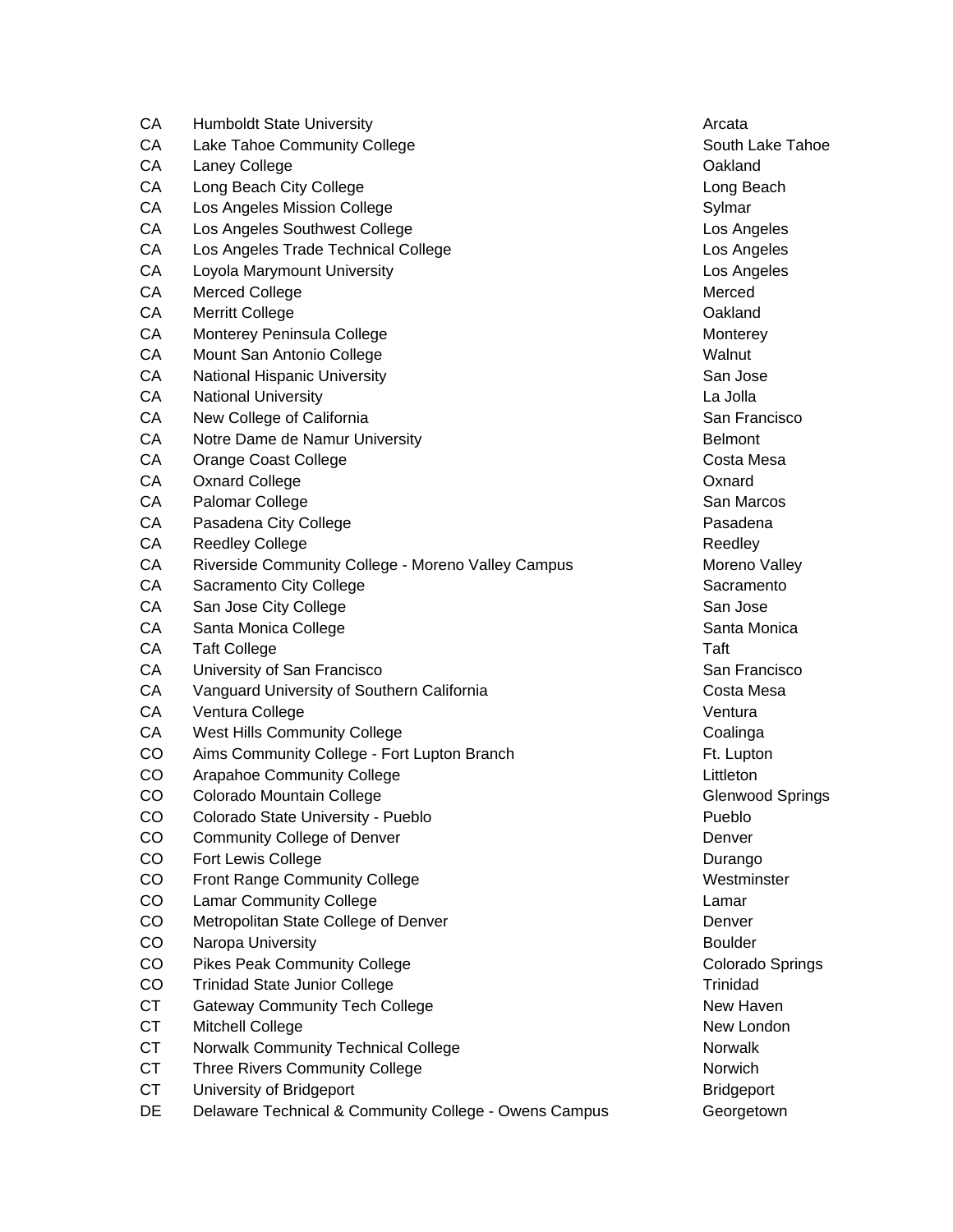| | | |
|---|---|---|
| CA | Humboldt State University | Arcata |
| CA | Lake Tahoe Community College | South Lake Tahoe |
| CA | Laney College | Oakland |
| CA | Long Beach City College | Long Beach |
| CA | Los Angeles Mission College | Sylmar |
| CA | Los Angeles Southwest College | Los Angeles |
| CA | Los Angeles Trade Technical College | Los Angeles |
| CA | Loyola Marymount University | Los Angeles |
| CA | Merced College | Merced |
| CA | Merritt College | Oakland |
| CA | Monterey Peninsula College | Monterey |
| CA | Mount San Antonio College | Walnut |
| CA | National Hispanic University | San Jose |
| CA | National University | La Jolla |
| CA | New College of California | San Francisco |
| CA | Notre Dame de Namur University | Belmont |
| CA | Orange Coast College | Costa Mesa |
| CA | Oxnard College | Oxnard |
| CA | Palomar College | San Marcos |
| CA | Pasadena City College | Pasadena |
| CA | Reedley College | Reedley |
| CA | Riverside Community College - Moreno Valley Campus | Moreno Valley |
| CA | Sacramento City College | Sacramento |
| CA | San Jose City College | San Jose |
| CA | Santa Monica College | Santa Monica |
| CA | Taft College | Taft |
| CA | University of San Francisco | San Francisco |
| CA | Vanguard University of Southern California | Costa Mesa |
| CA | Ventura College | Ventura |
| CA | West Hills Community College | Coalinga |
| CO | Aims Community College - Fort Lupton Branch | Ft. Lupton |
| CO | Arapahoe Community College | Littleton |
| CO | Colorado Mountain College | Glenwood Springs |
| CO | Colorado State University - Pueblo | Pueblo |
| CO | Community College of Denver | Denver |
| CO | Fort Lewis College | Durango |
| CO | Front Range Community College | Westminster |
| CO | Lamar Community College | Lamar |
| CO | Metropolitan State College of Denver | Denver |
| CO | Naropa University | Boulder |
| CO | Pikes Peak Community College | Colorado Springs |
| CO | Trinidad State Junior College | Trinidad |
| CT | Gateway Community Tech College | New Haven |
| CT | Mitchell College | New London |
| CT | Norwalk Community Technical College | Norwalk |
| CT | Three Rivers Community College | Norwich |
| CT | University of Bridgeport | Bridgeport |
| DE | Delaware Technical & Community College - Owens Campus | Georgetown |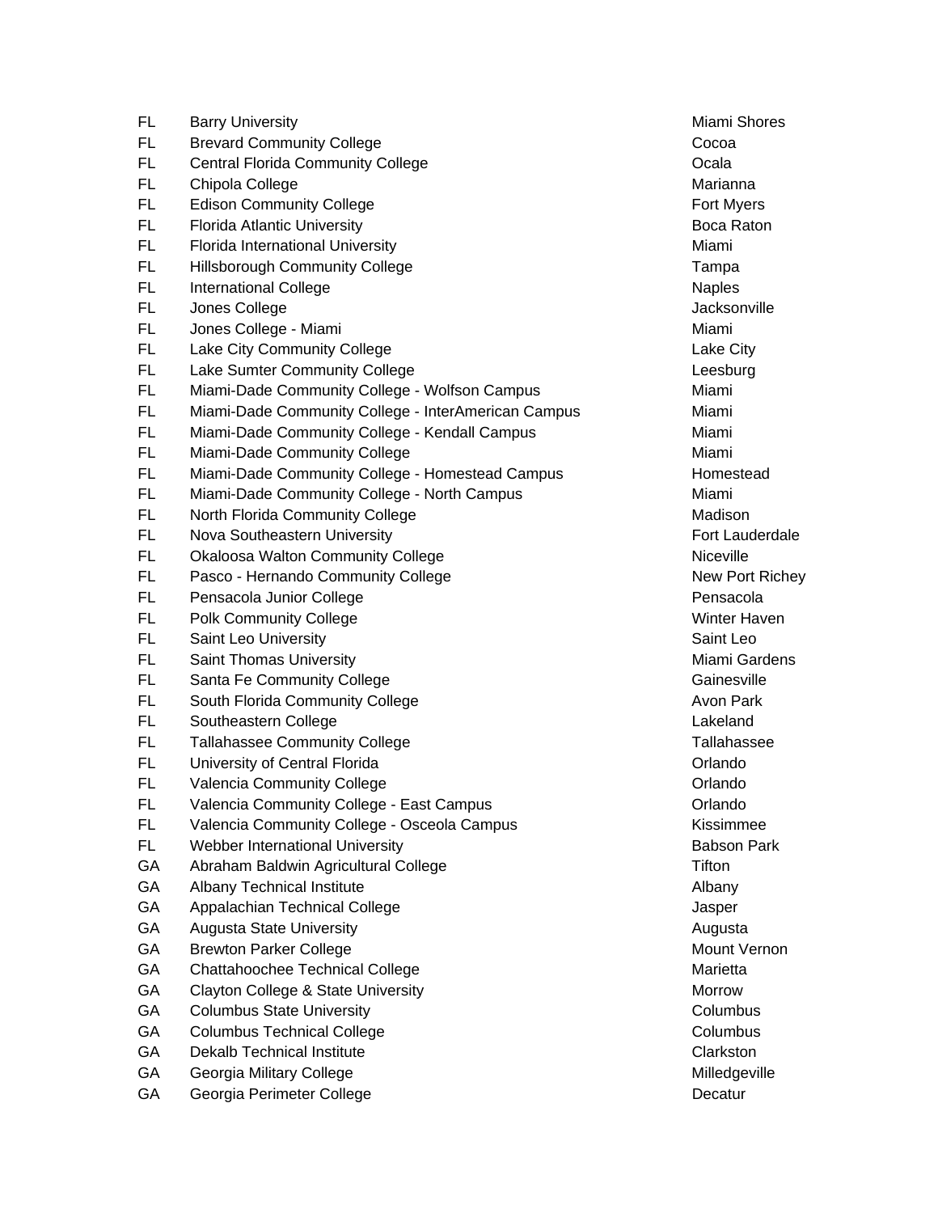| | | |
|---|---|---|
| FL | Barry University | Miami Shores |
| FL | Brevard Community College | Cocoa |
| FL | Central Florida Community College | Ocala |
| FL | Chipola College | Marianna |
| FL | Edison Community College | Fort Myers |
| FL | Florida Atlantic University | Boca Raton |
| FL | Florida International University | Miami |
| FL | Hillsborough Community College | Tampa |
| FL | International College | Naples |
| FL | Jones College | Jacksonville |
| FL | Jones College - Miami | Miami |
| FL | Lake City Community College | Lake City |
| FL | Lake Sumter Community College | Leesburg |
| FL | Miami-Dade Community College - Wolfson Campus | Miami |
| FL | Miami-Dade Community College - InterAmerican Campus | Miami |
| FL | Miami-Dade Community College - Kendall Campus | Miami |
| FL | Miami-Dade Community College | Miami |
| FL | Miami-Dade Community College - Homestead Campus | Homestead |
| FL | Miami-Dade Community College - North Campus | Miami |
| FL | North Florida Community College | Madison |
| FL | Nova Southeastern University | Fort Lauderdale |
| FL | Okaloosa Walton Community College | Niceville |
| FL | Pasco - Hernando Community College | New Port Richey |
| FL | Pensacola Junior College | Pensacola |
| FL | Polk Community College | Winter Haven |
| FL | Saint Leo University | Saint Leo |
| FL | Saint Thomas University | Miami Gardens |
| FL | Santa Fe Community College | Gainesville |
| FL | South Florida Community College | Avon Park |
| FL | Southeastern College | Lakeland |
| FL | Tallahassee Community College | Tallahassee |
| FL | University of Central Florida | Orlando |
| FL | Valencia Community College | Orlando |
| FL | Valencia Community College - East Campus | Orlando |
| FL | Valencia Community College - Osceola Campus | Kissimmee |
| FL | Webber International University | Babson Park |
| GA | Abraham Baldwin Agricultural College | Tifton |
| GA | Albany Technical Institute | Albany |
| GA | Appalachian Technical College | Jasper |
| GA | Augusta State University | Augusta |
| GA | Brewton Parker College | Mount Vernon |
| GA | Chattahoochee Technical College | Marietta |
| GA | Clayton College & State University | Morrow |
| GA | Columbus State University | Columbus |
| GA | Columbus Technical College | Columbus |
| GA | Dekalb Technical Institute | Clarkston |
| GA | Georgia Military College | Milledgeville |
| GA | Georgia Perimeter College | Decatur |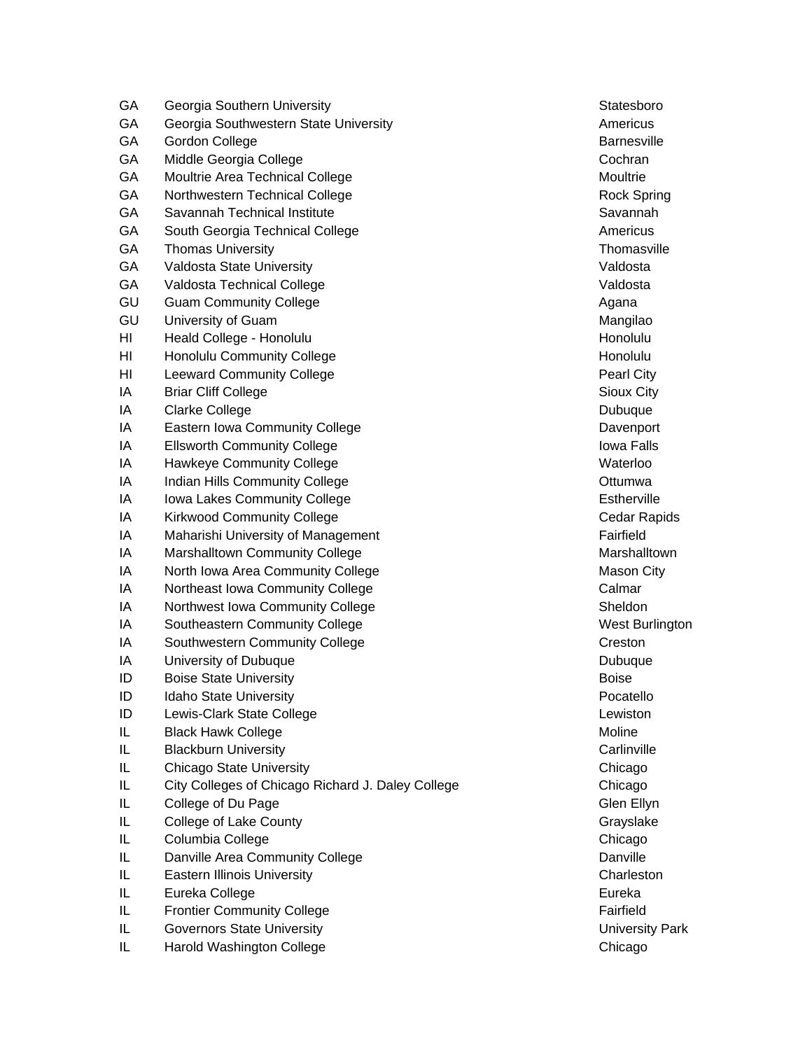| | | |
|---|---|---|
| GA | Georgia Southern University | Statesboro |
| GA | Georgia Southwestern State University | Americus |
| GA | Gordon College | Barnesville |
| GA | Middle Georgia College | Cochran |
| GA | Moultrie Area Technical College | Moultrie |
| GA | Northwestern Technical College | Rock Spring |
| GA | Savannah Technical Institute | Savannah |
| GA | South Georgia Technical College | Americus |
| GA | Thomas University | Thomasville |
| GA | Valdosta State University | Valdosta |
| GA | Valdosta Technical College | Valdosta |
| GU | Guam Community College | Agana |
| GU | University of Guam | Mangilao |
| HI | Heald College - Honolulu | Honolulu |
| HI | Honolulu Community College | Honolulu |
| HI | Leeward Community College | Pearl City |
| IA | Briar Cliff College | Sioux City |
| IA | Clarke College | Dubuque |
| IA | Eastern Iowa Community College | Davenport |
| IA | Ellsworth Community College | Iowa Falls |
| IA | Hawkeye Community College | Waterloo |
| IA | Indian Hills Community College | Ottumwa |
| IA | Iowa Lakes Community College | Estherville |
| IA | Kirkwood Community College | Cedar Rapids |
| IA | Maharishi University of Management | Fairfield |
| IA | Marshalltown Community College | Marshalltown |
| IA | North Iowa Area Community College | Mason City |
| IA | Northeast Iowa Community College | Calmar |
| IA | Northwest Iowa Community College | Sheldon |
| IA | Southeastern Community College | West Burlington |
| IA | Southwestern Community College | Creston |
| IA | University of Dubuque | Dubuque |
| ID | Boise State University | Boise |
| ID | Idaho State University | Pocatello |
| ID | Lewis-Clark State College | Lewiston |
| IL | Black Hawk College | Moline |
| IL | Blackburn University | Carlinville |
| IL | Chicago State University | Chicago |
| IL | City Colleges of Chicago Richard J. Daley College | Chicago |
| IL | College of Du Page | Glen Ellyn |
| IL | College of Lake County | Grayslake |
| IL | Columbia College | Chicago |
| IL | Danville Area Community College | Danville |
| IL | Eastern Illinois University | Charleston |
| IL | Eureka College | Eureka |
| IL | Frontier Community College | Fairfield |
| IL | Governors State University | University Park |
| IL | Harold Washington College | Chicago |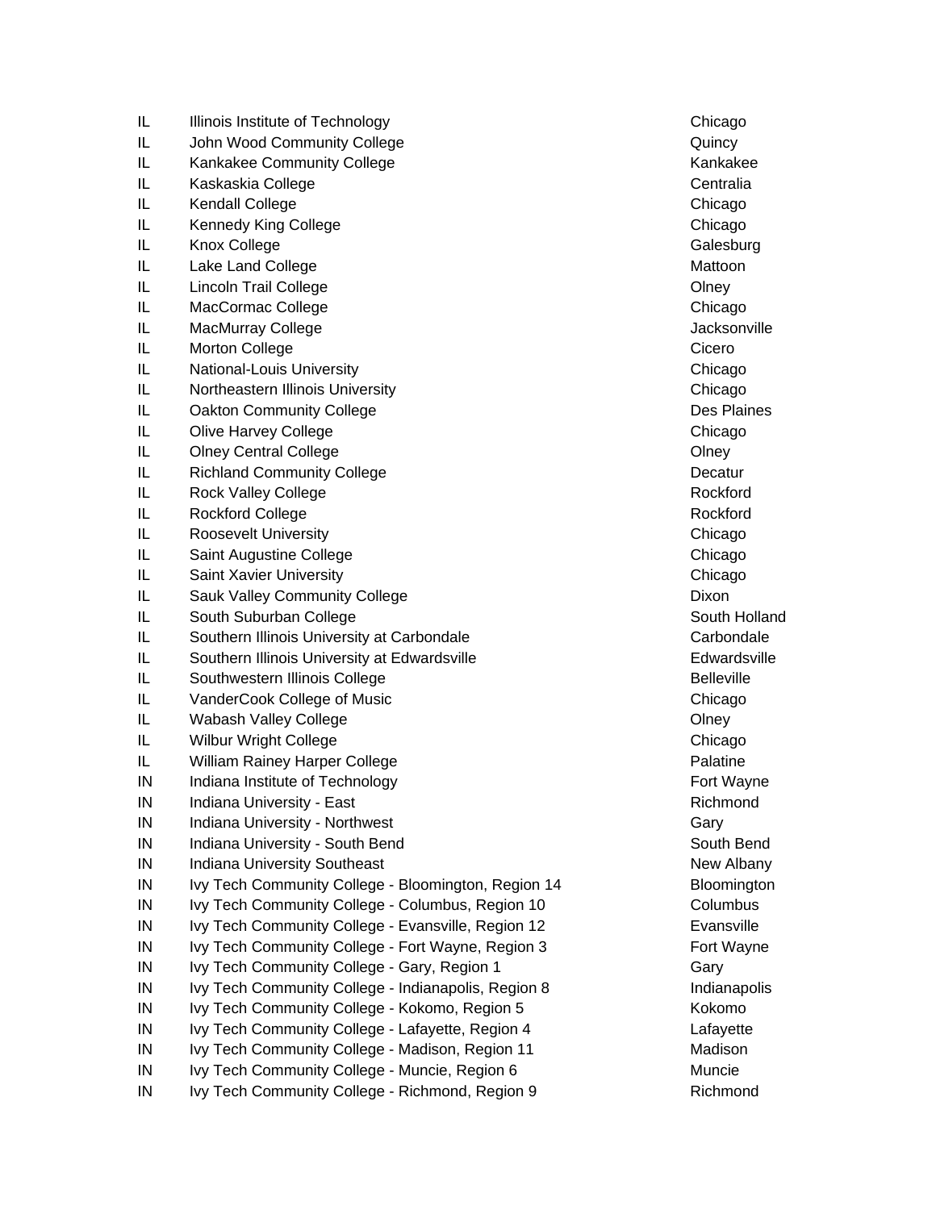| | | |
|---|---|---|
| IL | Illinois Institute of Technology | Chicago |
| IL | John Wood Community College | Quincy |
| IL | Kankakee Community College | Kankakee |
| IL | Kaskaskia College | Centralia |
| IL | Kendall College | Chicago |
| IL | Kennedy King College | Chicago |
| IL | Knox College | Galesburg |
| IL | Lake Land College | Mattoon |
| IL | Lincoln Trail College | Olney |
| IL | MacCormac College | Chicago |
| IL | MacMurray College | Jacksonville |
| IL | Morton College | Cicero |
| IL | National-Louis University | Chicago |
| IL | Northeastern Illinois University | Chicago |
| IL | Oakton Community College | Des Plaines |
| IL | Olive Harvey College | Chicago |
| IL | Olney Central College | Olney |
| IL | Richland Community College | Decatur |
| IL | Rock Valley College | Rockford |
| IL | Rockford College | Rockford |
| IL | Roosevelt University | Chicago |
| IL | Saint Augustine College | Chicago |
| IL | Saint Xavier University | Chicago |
| IL | Sauk Valley Community College | Dixon |
| IL | South Suburban College | South Holland |
| IL | Southern Illinois University at Carbondale | Carbondale |
| IL | Southern Illinois University at Edwardsville | Edwardsville |
| IL | Southwestern Illinois College | Belleville |
| IL | VanderCook College of Music | Chicago |
| IL | Wabash Valley College | Olney |
| IL | Wilbur Wright College | Chicago |
| IL | William Rainey Harper College | Palatine |
| IN | Indiana Institute of Technology | Fort Wayne |
| IN | Indiana University - East | Richmond |
| IN | Indiana University - Northwest | Gary |
| IN | Indiana University - South Bend | South Bend |
| IN | Indiana University Southeast | New Albany |
| IN | Ivy Tech Community College - Bloomington, Region 14 | Bloomington |
| IN | Ivy Tech Community College - Columbus, Region 10 | Columbus |
| IN | Ivy Tech Community College - Evansville, Region 12 | Evansville |
| IN | Ivy Tech Community College - Fort Wayne, Region 3 | Fort Wayne |
| IN | Ivy Tech Community College - Gary, Region 1 | Gary |
| IN | Ivy Tech Community College - Indianapolis, Region 8 | Indianapolis |
| IN | Ivy Tech Community College - Kokomo, Region 5 | Kokomo |
| IN | Ivy Tech Community College - Lafayette, Region 4 | Lafayette |
| IN | Ivy Tech Community College - Madison, Region 11 | Madison |
| IN | Ivy Tech Community College - Muncie, Region 6 | Muncie |
| IN | Ivy Tech Community College - Richmond, Region 9 | Richmond |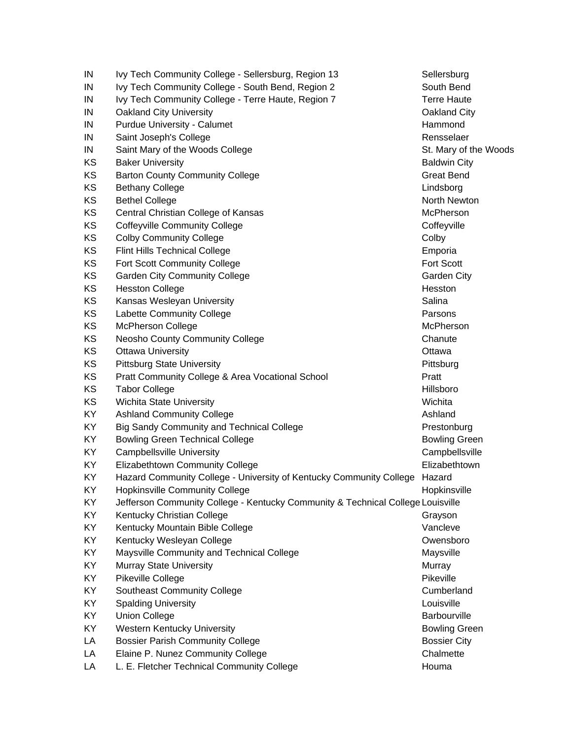| | | |
|---|---|---|
| IN | Ivy Tech Community College - Sellersburg, Region 13 | Sellersburg |
| IN | Ivy Tech Community College - South Bend, Region 2 | South Bend |
| IN | Ivy Tech Community College - Terre Haute, Region 7 | Terre Haute |
| IN | Oakland City University | Oakland City |
| IN | Purdue University - Calumet | Hammond |
| IN | Saint Joseph's College | Rensselaer |
| IN | Saint Mary of the Woods College | St. Mary of the Woods |
| KS | Baker University | Baldwin City |
| KS | Barton County Community College | Great Bend |
| KS | Bethany College | Lindsborg |
| KS | Bethel College | North Newton |
| KS | Central Christian College of Kansas | McPherson |
| KS | Coffeyville Community College | Coffeyville |
| KS | Colby Community College | Colby |
| KS | Flint Hills Technical College | Emporia |
| KS | Fort Scott Community College | Fort Scott |
| KS | Garden City Community College | Garden City |
| KS | Hesston College | Hesston |
| KS | Kansas Wesleyan University | Salina |
| KS | Labette Community College | Parsons |
| KS | McPherson College | McPherson |
| KS | Neosho County Community College | Chanute |
| KS | Ottawa University | Ottawa |
| KS | Pittsburg State University | Pittsburg |
| KS | Pratt Community College & Area Vocational School | Pratt |
| KS | Tabor College | Hillsboro |
| KS | Wichita State University | Wichita |
| KY | Ashland Community College | Ashland |
| KY | Big Sandy Community and Technical College | Prestonburg |
| KY | Bowling Green Technical College | Bowling Green |
| KY | Campbellsville University | Campbellsville |
| KY | Elizabethtown Community College | Elizabethtown |
| KY | Hazard Community College - University of Kentucky Community College | Hazard |
| KY | Hopkinsville Community College | Hopkinsville |
| KY | Jefferson Community College - Kentucky Community & Technical College | Louisville |
| KY | Kentucky Christian College | Grayson |
| KY | Kentucky Mountain Bible College | Vancleve |
| KY | Kentucky Wesleyan College | Owensboro |
| KY | Maysville Community and Technical College | Maysville |
| KY | Murray State University | Murray |
| KY | Pikeville College | Pikeville |
| KY | Southeast Community College | Cumberland |
| KY | Spalding University | Louisville |
| KY | Union College | Barbourville |
| KY | Western Kentucky University | Bowling Green |
| LA | Bossier Parish Community College | Bossier City |
| LA | Elaine P. Nunez Community College | Chalmette |
| LA | L. E. Fletcher Technical Community College | Houma |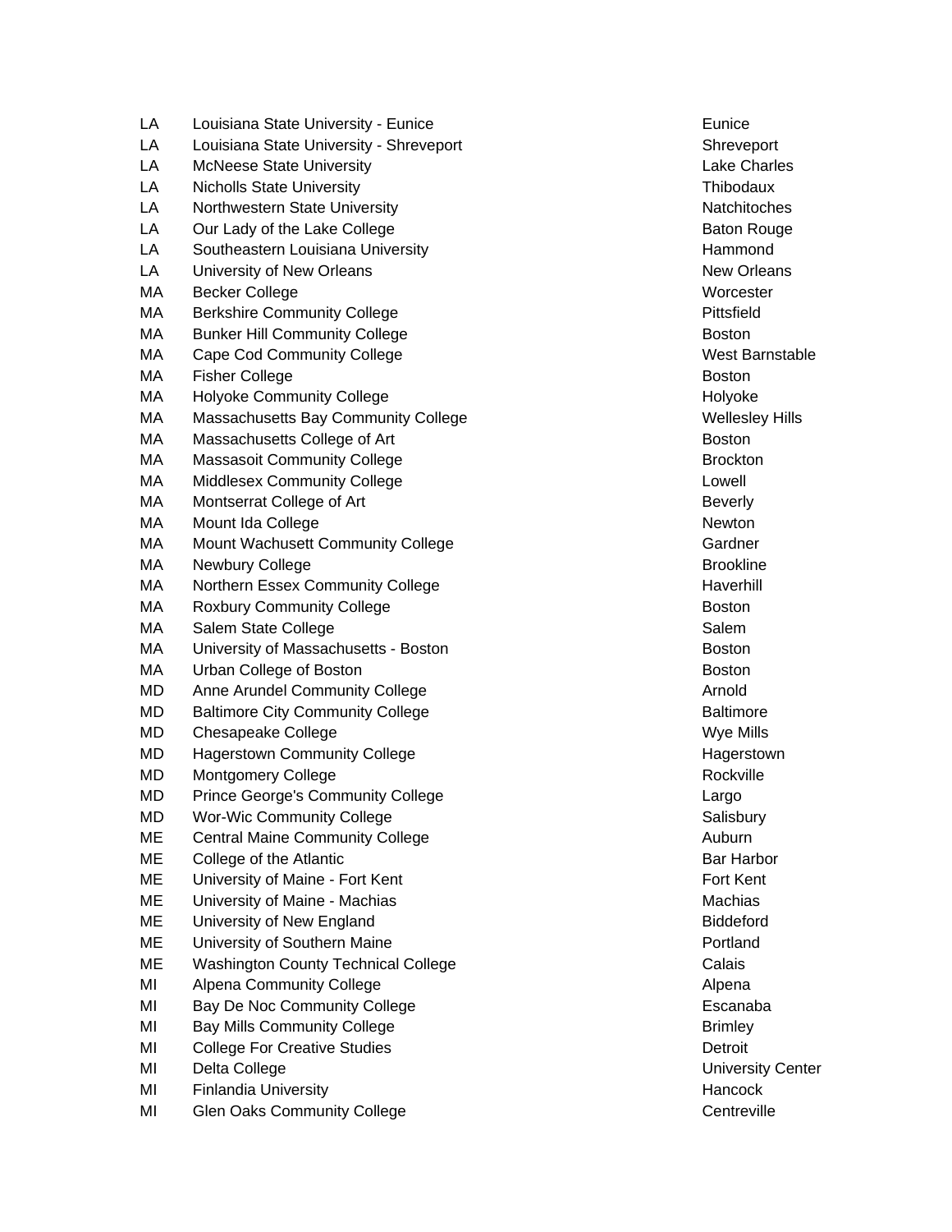| | | |
|---|---|---|
| LA | Louisiana State University - Eunice | Eunice |
| LA | Louisiana State University - Shreveport | Shreveport |
| LA | McNeese State University | Lake Charles |
| LA | Nicholls State University | Thibodaux |
| LA | Northwestern State University | Natchitoches |
| LA | Our Lady of the Lake College | Baton Rouge |
| LA | Southeastern Louisiana University | Hammond |
| LA | University of New Orleans | New Orleans |
| MA | Becker College | Worcester |
| MA | Berkshire Community College | Pittsfield |
| MA | Bunker Hill Community College | Boston |
| MA | Cape Cod Community College | West Barnstable |
| MA | Fisher College | Boston |
| MA | Holyoke Community College | Holyoke |
| MA | Massachusetts Bay Community College | Wellesley Hills |
| MA | Massachusetts College of Art | Boston |
| MA | Massasoit Community College | Brockton |
| MA | Middlesex Community College | Lowell |
| MA | Montserrat College of Art | Beverly |
| MA | Mount Ida College | Newton |
| MA | Mount Wachusett Community College | Gardner |
| MA | Newbury College | Brookline |
| MA | Northern Essex Community College | Haverhill |
| MA | Roxbury Community College | Boston |
| MA | Salem State College | Salem |
| MA | University of Massachusetts - Boston | Boston |
| MA | Urban College of Boston | Boston |
| MD | Anne Arundel Community College | Arnold |
| MD | Baltimore City Community College | Baltimore |
| MD | Chesapeake College | Wye Mills |
| MD | Hagerstown Community College | Hagerstown |
| MD | Montgomery College | Rockville |
| MD | Prince George's Community College | Largo |
| MD | Wor-Wic Community College | Salisbury |
| ME | Central Maine Community College | Auburn |
| ME | College of the Atlantic | Bar Harbor |
| ME | University of Maine - Fort Kent | Fort Kent |
| ME | University of Maine - Machias | Machias |
| ME | University of New England | Biddeford |
| ME | University of Southern Maine | Portland |
| ME | Washington County Technical College | Calais |
| MI | Alpena Community College | Alpena |
| MI | Bay De Noc Community College | Escanaba |
| MI | Bay Mills Community College | Brimley |
| MI | College For Creative Studies | Detroit |
| MI | Delta College | University Center |
| MI | Finlandia University | Hancock |
| MI | Glen Oaks Community College | Centreville |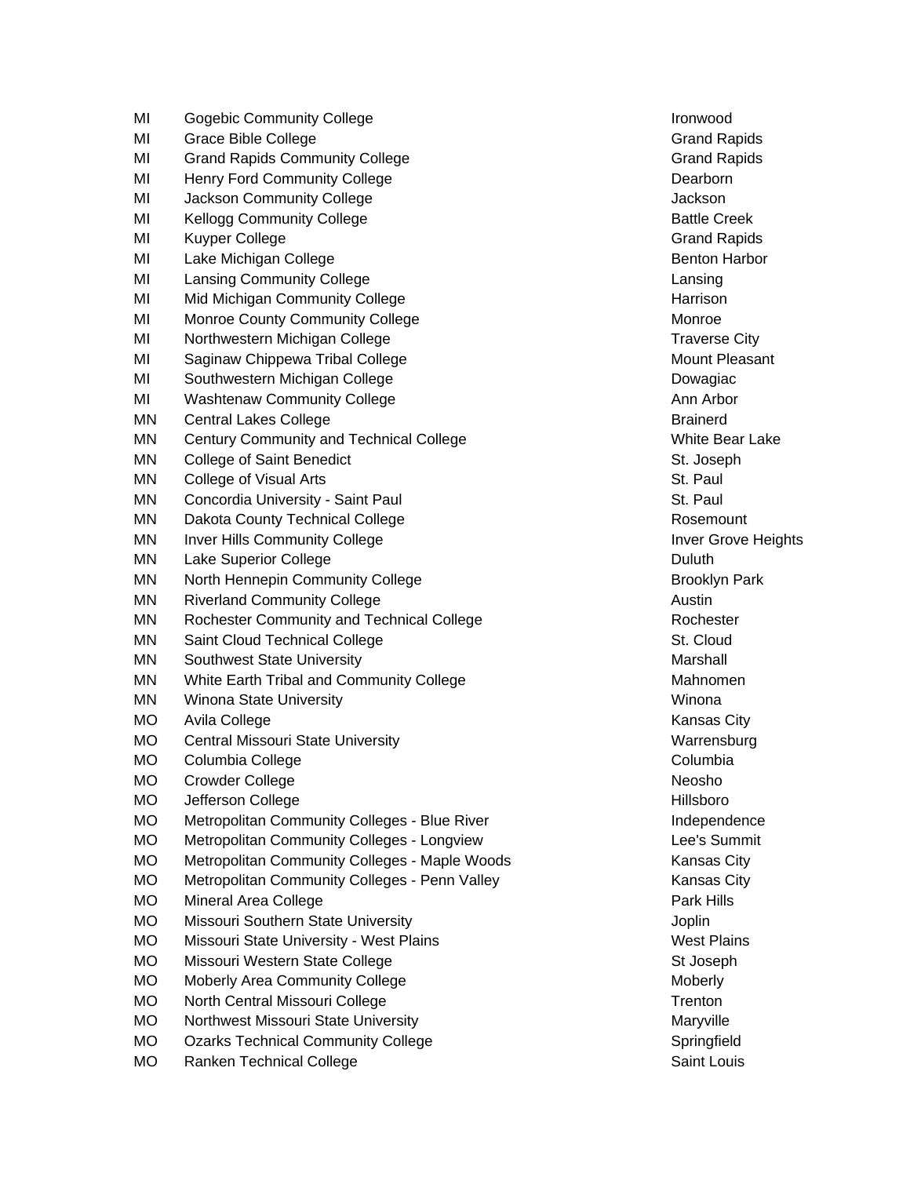| | | |
|---|---|---|
| MI | Gogebic Community College | Ironwood |
| MI | Grace Bible College | Grand Rapids |
| MI | Grand Rapids Community College | Grand Rapids |
| MI | Henry Ford Community College | Dearborn |
| MI | Jackson Community College | Jackson |
| MI | Kellogg Community College | Battle Creek |
| MI | Kuyper College | Grand Rapids |
| MI | Lake Michigan College | Benton Harbor |
| MI | Lansing Community College | Lansing |
| MI | Mid Michigan Community College | Harrison |
| MI | Monroe County Community College | Monroe |
| MI | Northwestern Michigan College | Traverse City |
| MI | Saginaw Chippewa Tribal College | Mount Pleasant |
| MI | Southwestern Michigan College | Dowagiac |
| MI | Washtenaw Community College | Ann Arbor |
| MN | Central Lakes College | Brainerd |
| MN | Century Community and Technical College | White Bear Lake |
| MN | College of Saint Benedict | St. Joseph |
| MN | College of Visual Arts | St. Paul |
| MN | Concordia University - Saint Paul | St. Paul |
| MN | Dakota County Technical College | Rosemount |
| MN | Inver Hills Community College | Inver Grove Heights |
| MN | Lake Superior College | Duluth |
| MN | North Hennepin Community College | Brooklyn Park |
| MN | Riverland Community College | Austin |
| MN | Rochester Community and Technical College | Rochester |
| MN | Saint Cloud Technical College | St. Cloud |
| MN | Southwest State University | Marshall |
| MN | White Earth Tribal and Community College | Mahnomen |
| MN | Winona State University | Winona |
| MO | Avila College | Kansas City |
| MO | Central Missouri State University | Warrensburg |
| MO | Columbia College | Columbia |
| MO | Crowder College | Neosho |
| MO | Jefferson College | Hillsboro |
| MO | Metropolitan Community Colleges - Blue River | Independence |
| MO | Metropolitan Community Colleges - Longview | Lee's Summit |
| MO | Metropolitan Community Colleges - Maple Woods | Kansas City |
| MO | Metropolitan Community Colleges - Penn Valley | Kansas City |
| MO | Mineral Area College | Park Hills |
| MO | Missouri Southern State University | Joplin |
| MO | Missouri State University - West Plains | West Plains |
| MO | Missouri Western State College | St Joseph |
| MO | Moberly Area Community College | Moberly |
| MO | North Central Missouri College | Trenton |
| MO | Northwest Missouri State University | Maryville |
| MO | Ozarks Technical Community College | Springfield |
| MO | Ranken Technical College | Saint Louis |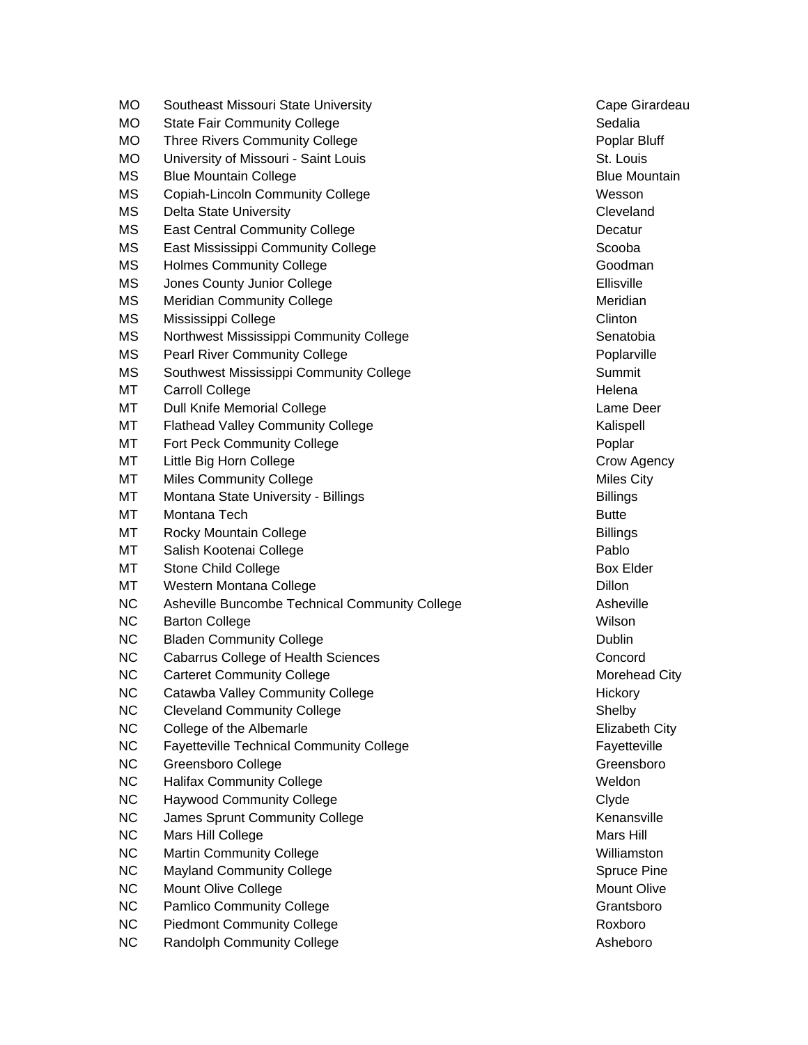| | | |
|---|---|---|
| MO | Southeast Missouri State University | Cape Girardeau |
| MO | State Fair Community College | Sedalia |
| MO | Three Rivers Community College | Poplar Bluff |
| MO | University of Missouri - Saint Louis | St. Louis |
| MS | Blue Mountain College | Blue Mountain |
| MS | Copiah-Lincoln Community College | Wesson |
| MS | Delta State University | Cleveland |
| MS | East Central Community College | Decatur |
| MS | East Mississippi Community College | Scooba |
| MS | Holmes Community College | Goodman |
| MS | Jones County Junior College | Ellisville |
| MS | Meridian Community College | Meridian |
| MS | Mississippi College | Clinton |
| MS | Northwest Mississippi Community College | Senatobia |
| MS | Pearl River Community College | Poplarville |
| MS | Southwest Mississippi Community College | Summit |
| MT | Carroll College | Helena |
| MT | Dull Knife Memorial College | Lame Deer |
| MT | Flathead Valley Community College | Kalispell |
| MT | Fort Peck Community College | Poplar |
| MT | Little Big Horn College | Crow Agency |
| MT | Miles Community College | Miles City |
| MT | Montana State University - Billings | Billings |
| MT | Montana Tech | Butte |
| MT | Rocky Mountain College | Billings |
| MT | Salish Kootenai College | Pablo |
| MT | Stone Child College | Box Elder |
| MT | Western Montana College | Dillon |
| NC | Asheville Buncombe Technical Community College | Asheville |
| NC | Barton College | Wilson |
| NC | Bladen Community College | Dublin |
| NC | Cabarrus College of Health Sciences | Concord |
| NC | Carteret Community College | Morehead City |
| NC | Catawba Valley Community College | Hickory |
| NC | Cleveland Community College | Shelby |
| NC | College of the Albemarle | Elizabeth City |
| NC | Fayetteville Technical Community College | Fayetteville |
| NC | Greensboro College | Greensboro |
| NC | Halifax Community College | Weldon |
| NC | Haywood Community College | Clyde |
| NC | James Sprunt Community College | Kenansville |
| NC | Mars Hill College | Mars Hill |
| NC | Martin Community College | Williamston |
| NC | Mayland Community College | Spruce Pine |
| NC | Mount Olive College | Mount Olive |
| NC | Pamlico Community College | Grantsboro |
| NC | Piedmont Community College | Roxboro |
| NC | Randolph Community College | Asheboro |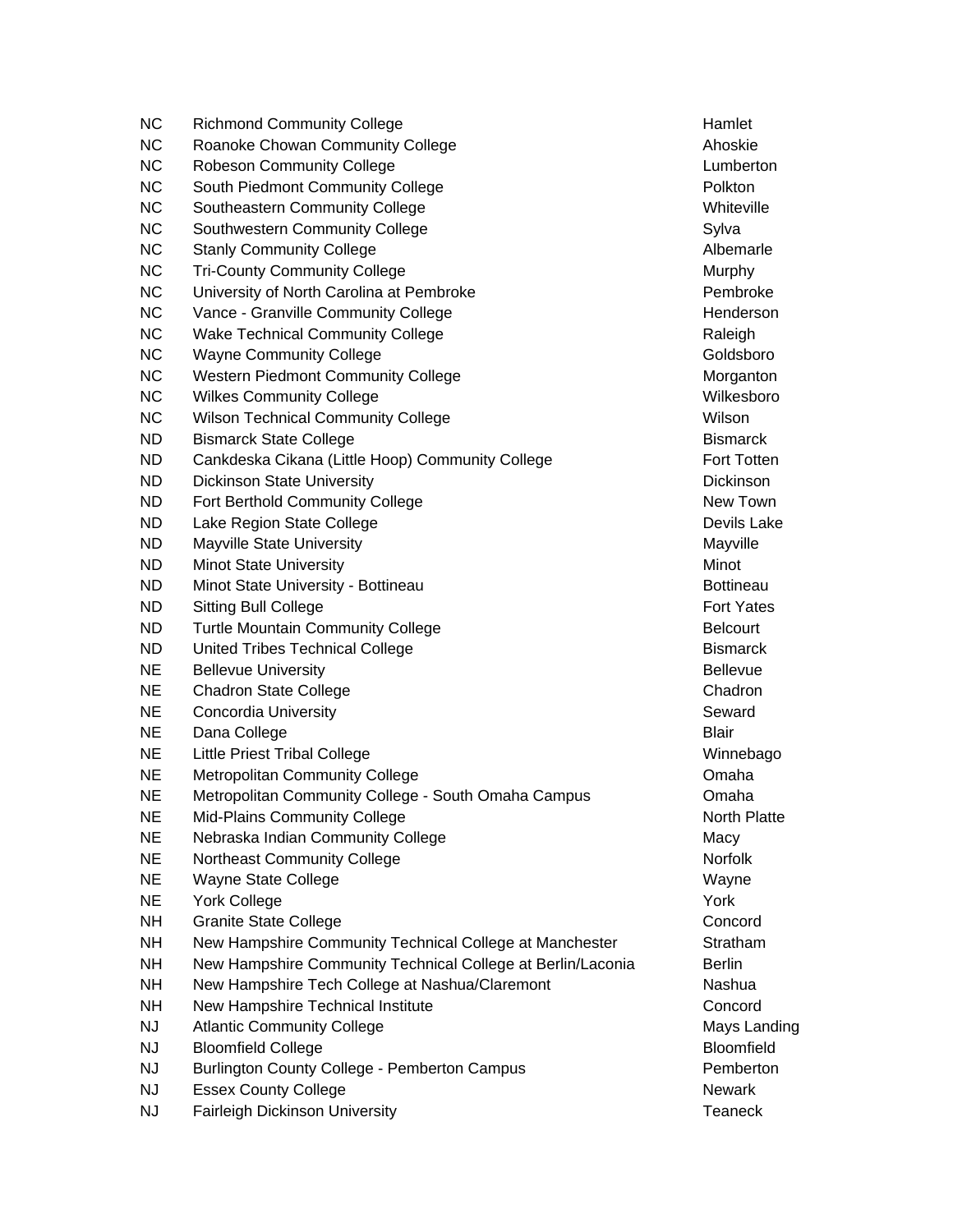| | | |
|---|---|---|
| NC | Richmond Community College | Hamlet |
| NC | Roanoke Chowan Community College | Ahoskie |
| NC | Robeson Community College | Lumberton |
| NC | South Piedmont Community College | Polkton |
| NC | Southeastern Community College | Whiteville |
| NC | Southwestern Community College | Sylva |
| NC | Stanly Community College | Albemarle |
| NC | Tri-County Community College | Murphy |
| NC | University of North Carolina at Pembroke | Pembroke |
| NC | Vance - Granville Community College | Henderson |
| NC | Wake Technical Community College | Raleigh |
| NC | Wayne Community College | Goldsboro |
| NC | Western Piedmont Community College | Morganton |
| NC | Wilkes Community College | Wilkesboro |
| NC | Wilson Technical Community College | Wilson |
| ND | Bismarck State College | Bismarck |
| ND | Cankdeska Cikana (Little Hoop) Community College | Fort Totten |
| ND | Dickinson State University | Dickinson |
| ND | Fort Berthold Community College | New Town |
| ND | Lake Region State College | Devils Lake |
| ND | Mayville State University | Mayville |
| ND | Minot State University | Minot |
| ND | Minot State University - Bottineau | Bottineau |
| ND | Sitting Bull College | Fort Yates |
| ND | Turtle Mountain Community College | Belcourt |
| ND | United Tribes Technical College | Bismarck |
| NE | Bellevue University | Bellevue |
| NE | Chadron State College | Chadron |
| NE | Concordia University | Seward |
| NE | Dana College | Blair |
| NE | Little Priest Tribal College | Winnebago |
| NE | Metropolitan Community College | Omaha |
| NE | Metropolitan Community College - South Omaha Campus | Omaha |
| NE | Mid-Plains Community College | North Platte |
| NE | Nebraska Indian Community College | Macy |
| NE | Northeast Community College | Norfolk |
| NE | Wayne State College | Wayne |
| NE | York College | York |
| NH | Granite State College | Concord |
| NH | New Hampshire Community Technical College at Manchester | Stratham |
| NH | New Hampshire Community Technical College at Berlin/Laconia | Berlin |
| NH | New Hampshire Tech College at Nashua/Claremont | Nashua |
| NH | New Hampshire Technical Institute | Concord |
| NJ | Atlantic Community College | Mays Landing |
| NJ | Bloomfield College | Bloomfield |
| NJ | Burlington County College - Pemberton Campus | Pemberton |
| NJ | Essex County College | Newark |
| NJ | Fairleigh Dickinson University | Teaneck |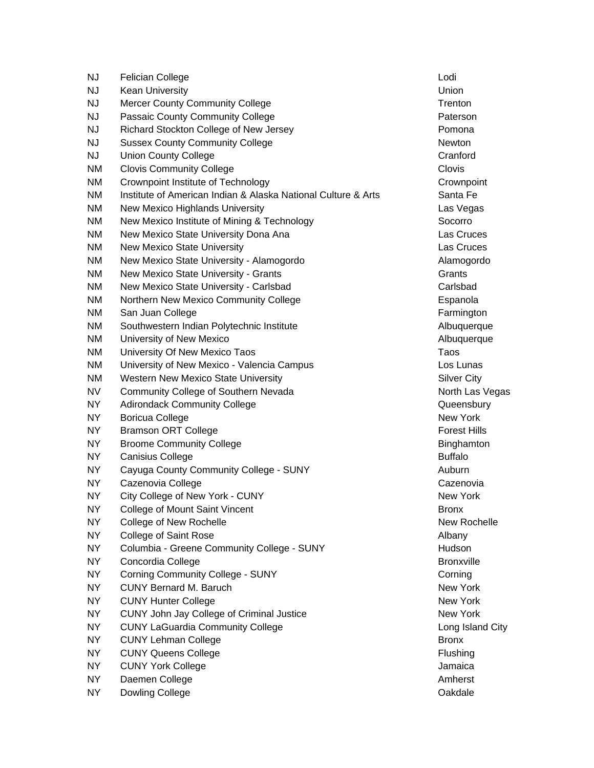| | | |
|---|---|---|
| NJ | Felician College | Lodi |
| NJ | Kean University | Union |
| NJ | Mercer County Community College | Trenton |
| NJ | Passaic County Community College | Paterson |
| NJ | Richard Stockton College of New Jersey | Pomona |
| NJ | Sussex County Community College | Newton |
| NJ | Union County College | Cranford |
| NM | Clovis Community College | Clovis |
| NM | Crownpoint Institute of Technology | Crownpoint |
| NM | Institute of American Indian & Alaska National Culture & Arts | Santa Fe |
| NM | New Mexico Highlands University | Las Vegas |
| NM | New Mexico Institute of Mining & Technology | Socorro |
| NM | New Mexico State University Dona Ana | Las Cruces |
| NM | New Mexico State University | Las Cruces |
| NM | New Mexico State University - Alamogordo | Alamogordo |
| NM | New Mexico State University - Grants | Grants |
| NM | New Mexico State University - Carlsbad | Carlsbad |
| NM | Northern New Mexico Community College | Espanola |
| NM | San Juan College | Farmington |
| NM | Southwestern Indian Polytechnic Institute | Albuquerque |
| NM | University of New Mexico | Albuquerque |
| NM | University Of New Mexico Taos | Taos |
| NM | University of New Mexico - Valencia Campus | Los Lunas |
| NM | Western New Mexico State University | Silver City |
| NV | Community College of Southern Nevada | North Las Vegas |
| NY | Adirondack Community College | Queensbury |
| NY | Boricua College | New York |
| NY | Bramson ORT College | Forest Hills |
| NY | Broome Community College | Binghamton |
| NY | Canisius College | Buffalo |
| NY | Cayuga County Community College - SUNY | Auburn |
| NY | Cazenovia College | Cazenovia |
| NY | City College of New York - CUNY | New York |
| NY | College of Mount Saint Vincent | Bronx |
| NY | College of New Rochelle | New Rochelle |
| NY | College of Saint Rose | Albany |
| NY | Columbia - Greene Community College - SUNY | Hudson |
| NY | Concordia College | Bronxville |
| NY | Corning Community College - SUNY | Corning |
| NY | CUNY Bernard M. Baruch | New York |
| NY | CUNY Hunter College | New York |
| NY | CUNY John Jay College of Criminal Justice | New York |
| NY | CUNY LaGuardia Community College | Long Island City |
| NY | CUNY Lehman College | Bronx |
| NY | CUNY Queens College | Flushing |
| NY | CUNY York College | Jamaica |
| NY | Daemen College | Amherst |
| NY | Dowling College | Oakdale |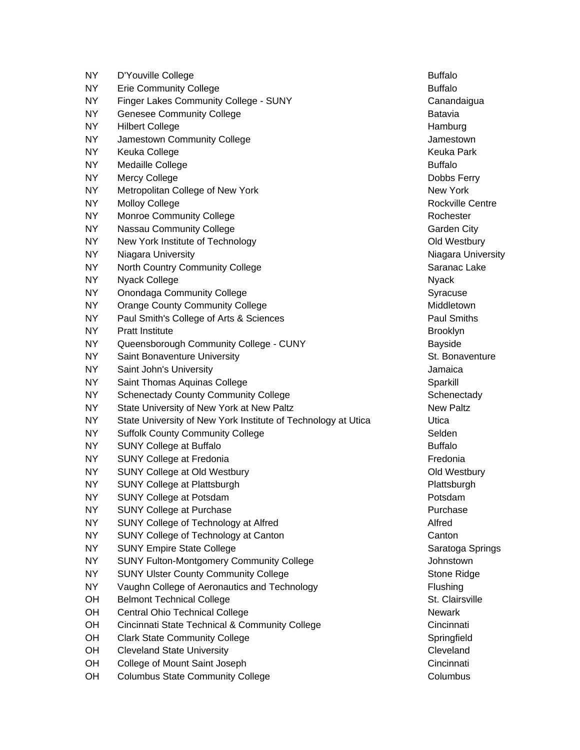| | | |
|---|---|---|
| NY | D'Youville College | Buffalo |
| NY | Erie Community College | Buffalo |
| NY | Finger Lakes Community College - SUNY | Canandaigua |
| NY | Genesee Community College | Batavia |
| NY | Hilbert College | Hamburg |
| NY | Jamestown Community College | Jamestown |
| NY | Keuka College | Keuka Park |
| NY | Medaille College | Buffalo |
| NY | Mercy College | Dobbs Ferry |
| NY | Metropolitan College of New York | New York |
| NY | Molloy College | Rockville Centre |
| NY | Monroe Community College | Rochester |
| NY | Nassau Community College | Garden City |
| NY | New York Institute of Technology | Old Westbury |
| NY | Niagara University | Niagara University |
| NY | North Country Community College | Saranac Lake |
| NY | Nyack College | Nyack |
| NY | Onondaga Community College | Syracuse |
| NY | Orange County Community College | Middletown |
| NY | Paul Smith's College of Arts & Sciences | Paul Smiths |
| NY | Pratt Institute | Brooklyn |
| NY | Queensborough Community College - CUNY | Bayside |
| NY | Saint Bonaventure University | St. Bonaventure |
| NY | Saint John's University | Jamaica |
| NY | Saint Thomas Aquinas College | Sparkill |
| NY | Schenectady County Community College | Schenectady |
| NY | State University of New York at New Paltz | New Paltz |
| NY | State University of New York Institute of Technology at Utica | Utica |
| NY | Suffolk County Community College | Selden |
| NY | SUNY College at Buffalo | Buffalo |
| NY | SUNY College at Fredonia | Fredonia |
| NY | SUNY College at Old Westbury | Old Westbury |
| NY | SUNY College at Plattsburgh | Plattsburgh |
| NY | SUNY College at Potsdam | Potsdam |
| NY | SUNY College at Purchase | Purchase |
| NY | SUNY College of Technology at Alfred | Alfred |
| NY | SUNY College of Technology at Canton | Canton |
| NY | SUNY Empire State College | Saratoga Springs |
| NY | SUNY Fulton-Montgomery Community College | Johnstown |
| NY | SUNY Ulster County Community College | Stone Ridge |
| NY | Vaughn College of Aeronautics and Technology | Flushing |
| OH | Belmont Technical College | St. Clairsville |
| OH | Central Ohio Technical College | Newark |
| OH | Cincinnati State Technical & Community College | Cincinnati |
| OH | Clark State Community College | Springfield |
| OH | Cleveland State University | Cleveland |
| OH | College of Mount Saint Joseph | Cincinnati |
| OH | Columbus State Community College | Columbus |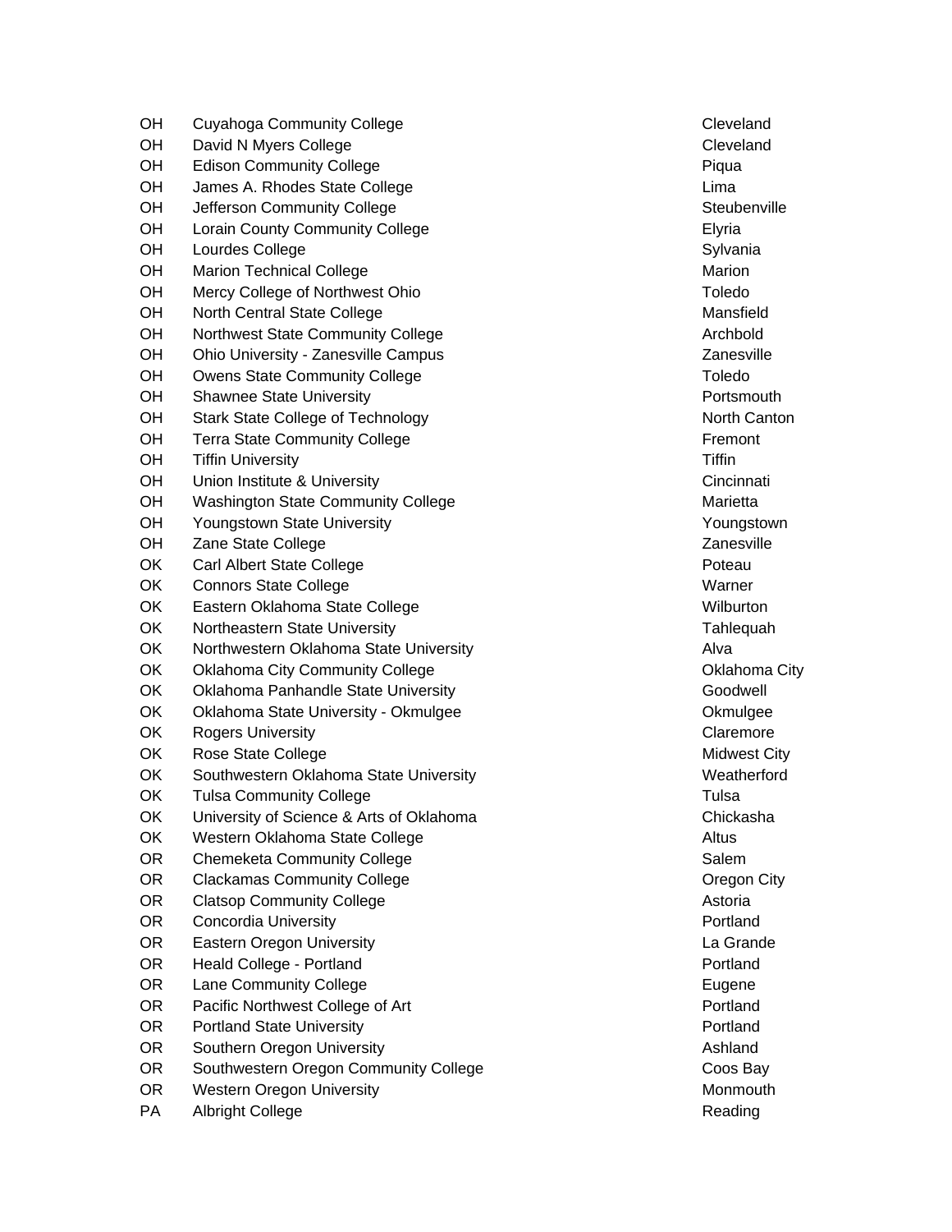| | | |
|---|---|---|
| OH | Cuyahoga Community College | Cleveland |
| OH | David N Myers College | Cleveland |
| OH | Edison Community College | Piqua |
| OH | James A. Rhodes State College | Lima |
| OH | Jefferson Community College | Steubenville |
| OH | Lorain County Community College | Elyria |
| OH | Lourdes College | Sylvania |
| OH | Marion Technical College | Marion |
| OH | Mercy College of Northwest Ohio | Toledo |
| OH | North Central State College | Mansfield |
| OH | Northwest State Community College | Archbold |
| OH | Ohio University - Zanesville Campus | Zanesville |
| OH | Owens State Community College | Toledo |
| OH | Shawnee State University | Portsmouth |
| OH | Stark State College of Technology | North Canton |
| OH | Terra State Community College | Fremont |
| OH | Tiffin University | Tiffin |
| OH | Union Institute & University | Cincinnati |
| OH | Washington State Community College | Marietta |
| OH | Youngstown State University | Youngstown |
| OH | Zane State College | Zanesville |
| OK | Carl Albert State College | Poteau |
| OK | Connors State College | Warner |
| OK | Eastern Oklahoma State College | Wilburton |
| OK | Northeastern State University | Tahlequah |
| OK | Northwestern Oklahoma State University | Alva |
| OK | Oklahoma City Community College | Oklahoma City |
| OK | Oklahoma Panhandle State University | Goodwell |
| OK | Oklahoma State University - Okmulgee | Okmulgee |
| OK | Rogers University | Claremore |
| OK | Rose State College | Midwest City |
| OK | Southwestern Oklahoma State University | Weatherford |
| OK | Tulsa Community College | Tulsa |
| OK | University of Science & Arts of Oklahoma | Chickasha |
| OK | Western Oklahoma State College | Altus |
| OR | Chemeketa Community College | Salem |
| OR | Clackamas Community College | Oregon City |
| OR | Clatsop Community College | Astoria |
| OR | Concordia University | Portland |
| OR | Eastern Oregon University | La Grande |
| OR | Heald College - Portland | Portland |
| OR | Lane Community College | Eugene |
| OR | Pacific Northwest College of Art | Portland |
| OR | Portland State University | Portland |
| OR | Southern Oregon University | Ashland |
| OR | Southwestern Oregon Community College | Coos Bay |
| OR | Western Oregon University | Monmouth |
| PA | Albright College | Reading |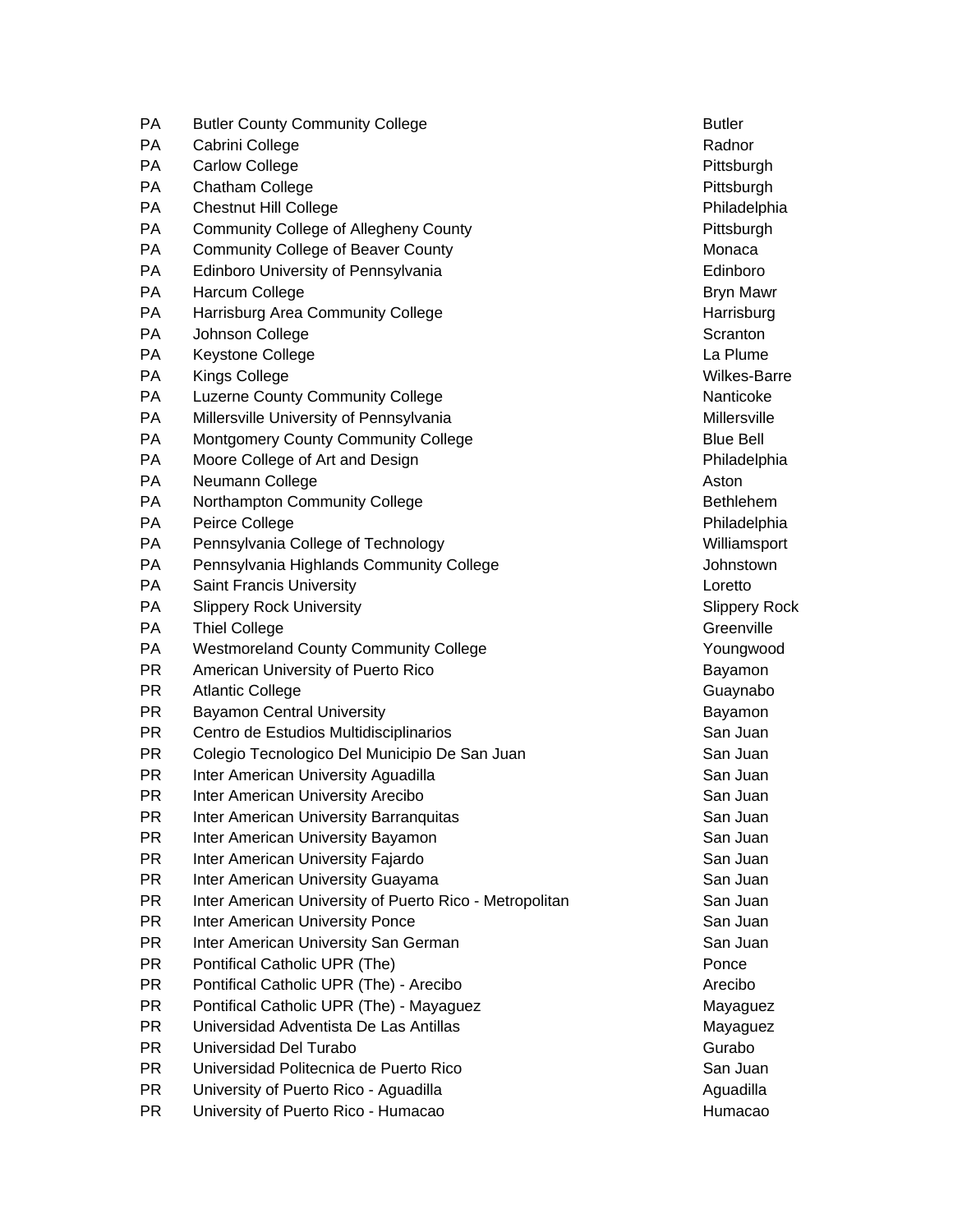| | | |
|---|---|---|
| PA | Butler County Community College | Butler |
| PA | Cabrini College | Radnor |
| PA | Carlow College | Pittsburgh |
| PA | Chatham College | Pittsburgh |
| PA | Chestnut Hill College | Philadelphia |
| PA | Community College of Allegheny County | Pittsburgh |
| PA | Community College of Beaver County | Monaca |
| PA | Edinboro University of Pennsylvania | Edinboro |
| PA | Harcum College | Bryn Mawr |
| PA | Harrisburg Area Community College | Harrisburg |
| PA | Johnson College | Scranton |
| PA | Keystone College | La Plume |
| PA | Kings College | Wilkes-Barre |
| PA | Luzerne County Community College | Nanticoke |
| PA | Millersville University of Pennsylvania | Millersville |
| PA | Montgomery County Community College | Blue Bell |
| PA | Moore College of Art and Design | Philadelphia |
| PA | Neumann College | Aston |
| PA | Northampton Community College | Bethlehem |
| PA | Peirce College | Philadelphia |
| PA | Pennsylvania College of Technology | Williamsport |
| PA | Pennsylvania Highlands Community College | Johnstown |
| PA | Saint Francis University | Loretto |
| PA | Slippery Rock University | Slippery Rock |
| PA | Thiel College | Greenville |
| PA | Westmoreland County Community College | Youngwood |
| PR | American University of Puerto Rico | Bayamon |
| PR | Atlantic College | Guaynabo |
| PR | Bayamon Central University | Bayamon |
| PR | Centro de Estudios Multidisciplinarios | San Juan |
| PR | Colegio Tecnologico Del Municipio De San Juan | San Juan |
| PR | Inter American University Aguadilla | San Juan |
| PR | Inter American University Arecibo | San Juan |
| PR | Inter American University Barranquitas | San Juan |
| PR | Inter American University Bayamon | San Juan |
| PR | Inter American University Fajardo | San Juan |
| PR | Inter American University Guayama | San Juan |
| PR | Inter American University of Puerto Rico - Metropolitan | San Juan |
| PR | Inter American University Ponce | San Juan |
| PR | Inter American University San German | San Juan |
| PR | Pontifical Catholic UPR (The) | Ponce |
| PR | Pontifical Catholic UPR (The) - Arecibo | Arecibo |
| PR | Pontifical Catholic UPR (The) - Mayaguez | Mayaguez |
| PR | Universidad Adventista De Las Antillas | Mayaguez |
| PR | Universidad Del Turabo | Gurabo |
| PR | Universidad Politecnica de Puerto Rico | San Juan |
| PR | University of Puerto Rico - Aguadilla | Aguadilla |
| PR | University of Puerto Rico - Humacao | Humacao |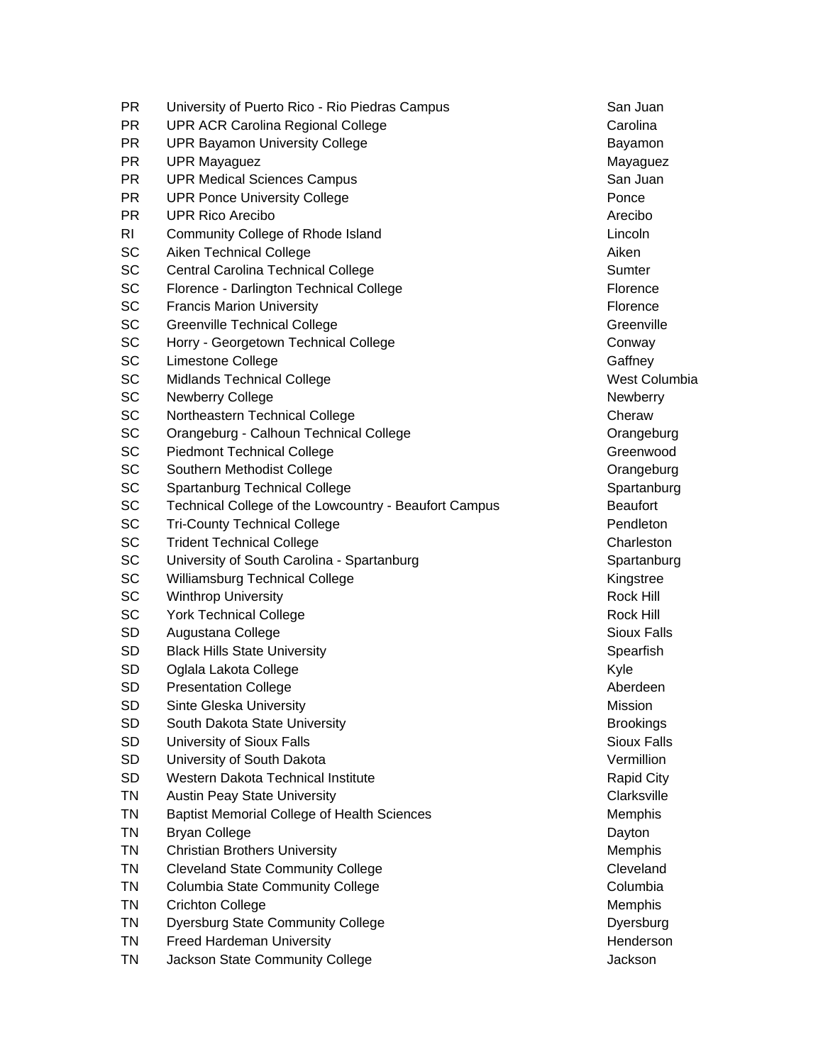| | | |
|---|---|---|
| PR | University of Puerto Rico - Rio Piedras Campus | San Juan |
| PR | UPR ACR Carolina Regional College | Carolina |
| PR | UPR Bayamon University College | Bayamon |
| PR | UPR Mayaguez | Mayaguez |
| PR | UPR Medical Sciences Campus | San Juan |
| PR | UPR Ponce University College | Ponce |
| PR | UPR Rico Arecibo | Arecibo |
| RI | Community College of Rhode Island | Lincoln |
| SC | Aiken Technical College | Aiken |
| SC | Central Carolina Technical College | Sumter |
| SC | Florence - Darlington Technical College | Florence |
| SC | Francis Marion University | Florence |
| SC | Greenville Technical College | Greenville |
| SC | Horry - Georgetown Technical College | Conway |
| SC | Limestone College | Gaffney |
| SC | Midlands Technical College | West Columbia |
| SC | Newberry College | Newberry |
| SC | Northeastern Technical College | Cheraw |
| SC | Orangeburg - Calhoun Technical College | Orangeburg |
| SC | Piedmont Technical College | Greenwood |
| SC | Southern Methodist College | Orangeburg |
| SC | Spartanburg Technical College | Spartanburg |
| SC | Technical College of the Lowcountry - Beaufort Campus | Beaufort |
| SC | Tri-County Technical College | Pendleton |
| SC | Trident Technical College | Charleston |
| SC | University of South Carolina - Spartanburg | Spartanburg |
| SC | Williamsburg Technical College | Kingstree |
| SC | Winthrop University | Rock Hill |
| SC | York Technical College | Rock Hill |
| SD | Augustana College | Sioux Falls |
| SD | Black Hills State University | Spearfish |
| SD | Oglala Lakota College | Kyle |
| SD | Presentation College | Aberdeen |
| SD | Sinte Gleska University | Mission |
| SD | South Dakota State University | Brookings |
| SD | University of Sioux Falls | Sioux Falls |
| SD | University of South Dakota | Vermillion |
| SD | Western Dakota Technical Institute | Rapid City |
| TN | Austin Peay State University | Clarksville |
| TN | Baptist Memorial College of Health Sciences | Memphis |
| TN | Bryan College | Dayton |
| TN | Christian Brothers University | Memphis |
| TN | Cleveland State Community College | Cleveland |
| TN | Columbia State Community College | Columbia |
| TN | Crichton College | Memphis |
| TN | Dyersburg State Community College | Dyersburg |
| TN | Freed Hardeman University | Henderson |
| TN | Jackson State Community College | Jackson |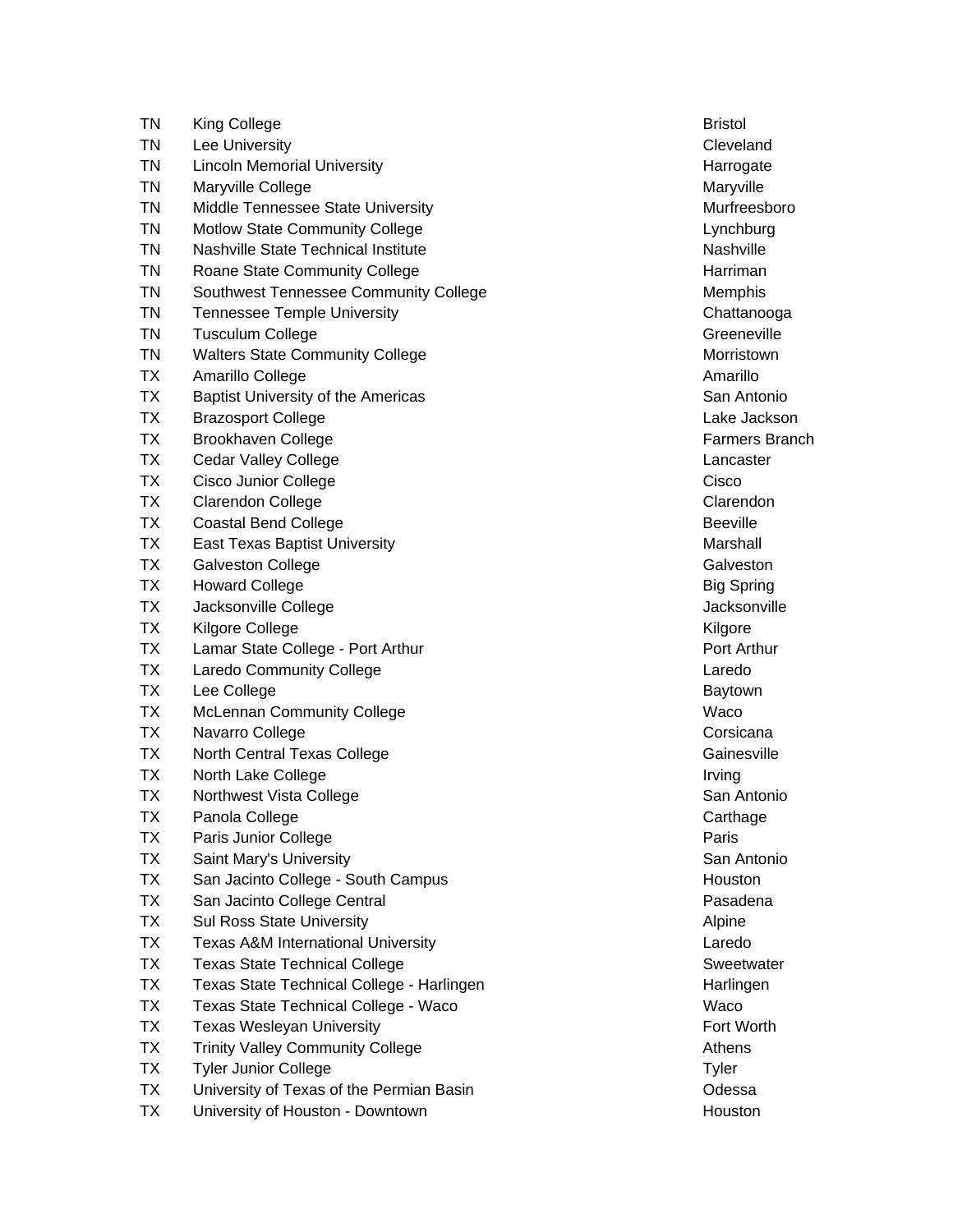| | | |
|---|---|---|
| TN | King College | Bristol |
| TN | Lee University | Cleveland |
| TN | Lincoln Memorial University | Harrogate |
| TN | Maryville College | Maryville |
| TN | Middle Tennessee State University | Murfreesboro |
| TN | Motlow State Community College | Lynchburg |
| TN | Nashville State Technical Institute | Nashville |
| TN | Roane State Community College | Harriman |
| TN | Southwest Tennessee Community College | Memphis |
| TN | Tennessee Temple University | Chattanooga |
| TN | Tusculum College | Greeneville |
| TN | Walters State Community College | Morristown |
| TX | Amarillo College | Amarillo |
| TX | Baptist University of the Americas | San Antonio |
| TX | Brazosport College | Lake Jackson |
| TX | Brookhaven College | Farmers Branch |
| TX | Cedar Valley College | Lancaster |
| TX | Cisco Junior College | Cisco |
| TX | Clarendon College | Clarendon |
| TX | Coastal Bend College | Beeville |
| TX | East Texas Baptist University | Marshall |
| TX | Galveston College | Galveston |
| TX | Howard College | Big Spring |
| TX | Jacksonville College | Jacksonville |
| TX | Kilgore College | Kilgore |
| TX | Lamar State College - Port Arthur | Port Arthur |
| TX | Laredo Community College | Laredo |
| TX | Lee College | Baytown |
| TX | McLennan Community College | Waco |
| TX | Navarro College | Corsicana |
| TX | North Central Texas College | Gainesville |
| TX | North Lake College | Irving |
| TX | Northwest Vista College | San Antonio |
| TX | Panola College | Carthage |
| TX | Paris Junior College | Paris |
| TX | Saint Mary's University | San Antonio |
| TX | San Jacinto College - South Campus | Houston |
| TX | San Jacinto College Central | Pasadena |
| TX | Sul Ross State University | Alpine |
| TX | Texas A&M International University | Laredo |
| TX | Texas State Technical College | Sweetwater |
| TX | Texas State Technical College - Harlingen | Harlingen |
| TX | Texas State Technical College - Waco | Waco |
| TX | Texas Wesleyan University | Fort Worth |
| TX | Trinity Valley Community College | Athens |
| TX | Tyler Junior College | Tyler |
| TX | University of Texas of the Permian Basin | Odessa |
| TX | University of Houston - Downtown | Houston |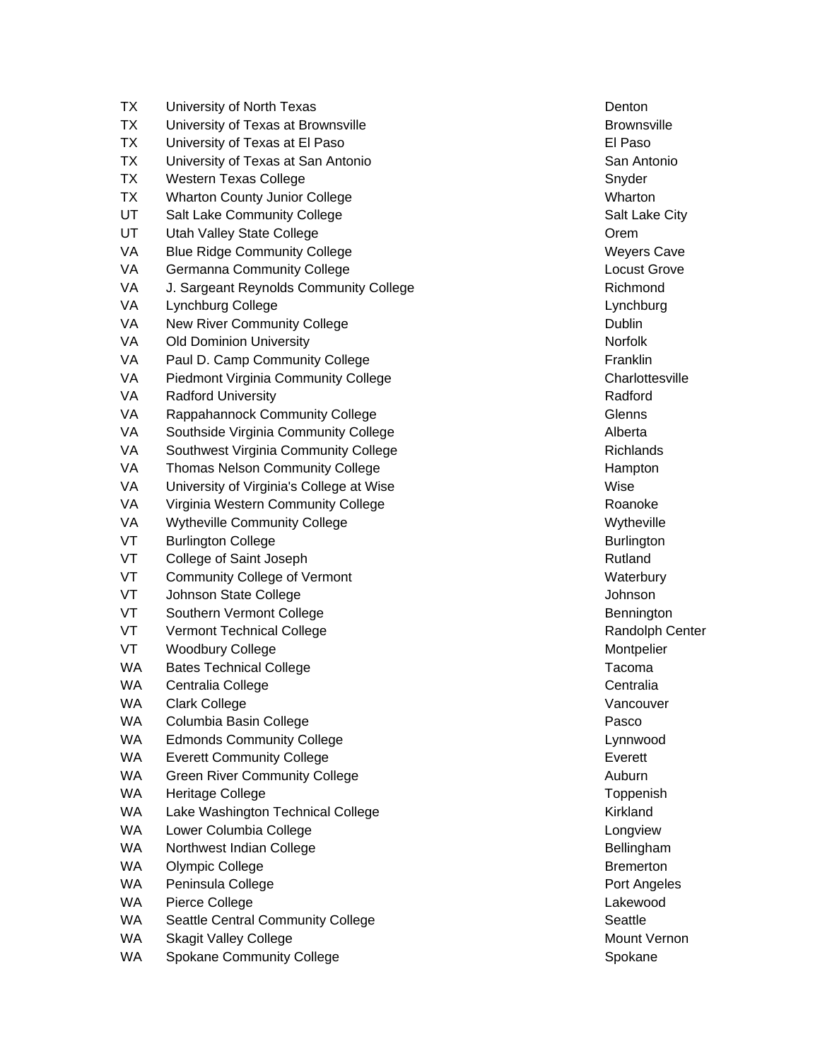| | | |
|---|---|---|
| TX | University of North Texas | Denton |
| TX | University of Texas at Brownsville | Brownsville |
| TX | University of Texas at El Paso | El Paso |
| TX | University of Texas at San Antonio | San Antonio |
| TX | Western Texas College | Snyder |
| TX | Wharton County Junior College | Wharton |
| UT | Salt Lake Community College | Salt Lake City |
| UT | Utah Valley State College | Orem |
| VA | Blue Ridge Community College | Weyers Cave |
| VA | Germanna Community College | Locust Grove |
| VA | J. Sargeant Reynolds Community College | Richmond |
| VA | Lynchburg College | Lynchburg |
| VA | New River Community College | Dublin |
| VA | Old Dominion University | Norfolk |
| VA | Paul D. Camp Community College | Franklin |
| VA | Piedmont Virginia Community College | Charlottesville |
| VA | Radford University | Radford |
| VA | Rappahannock Community College | Glenns |
| VA | Southside Virginia Community College | Alberta |
| VA | Southwest Virginia Community College | Richlands |
| VA | Thomas Nelson Community College | Hampton |
| VA | University of Virginia's College at Wise | Wise |
| VA | Virginia Western Community College | Roanoke |
| VA | Wytheville Community College | Wytheville |
| VT | Burlington College | Burlington |
| VT | College of Saint Joseph | Rutland |
| VT | Community College of Vermont | Waterbury |
| VT | Johnson State College | Johnson |
| VT | Southern Vermont College | Bennington |
| VT | Vermont Technical College | Randolph Center |
| VT | Woodbury College | Montpelier |
| WA | Bates Technical College | Tacoma |
| WA | Centralia College | Centralia |
| WA | Clark College | Vancouver |
| WA | Columbia Basin College | Pasco |
| WA | Edmonds Community College | Lynnwood |
| WA | Everett Community College | Everett |
| WA | Green River Community College | Auburn |
| WA | Heritage College | Toppenish |
| WA | Lake Washington Technical College | Kirkland |
| WA | Lower Columbia College | Longview |
| WA | Northwest Indian College | Bellingham |
| WA | Olympic College | Bremerton |
| WA | Peninsula College | Port Angeles |
| WA | Pierce College | Lakewood |
| WA | Seattle Central Community College | Seattle |
| WA | Skagit Valley College | Mount Vernon |
| WA | Spokane Community College | Spokane |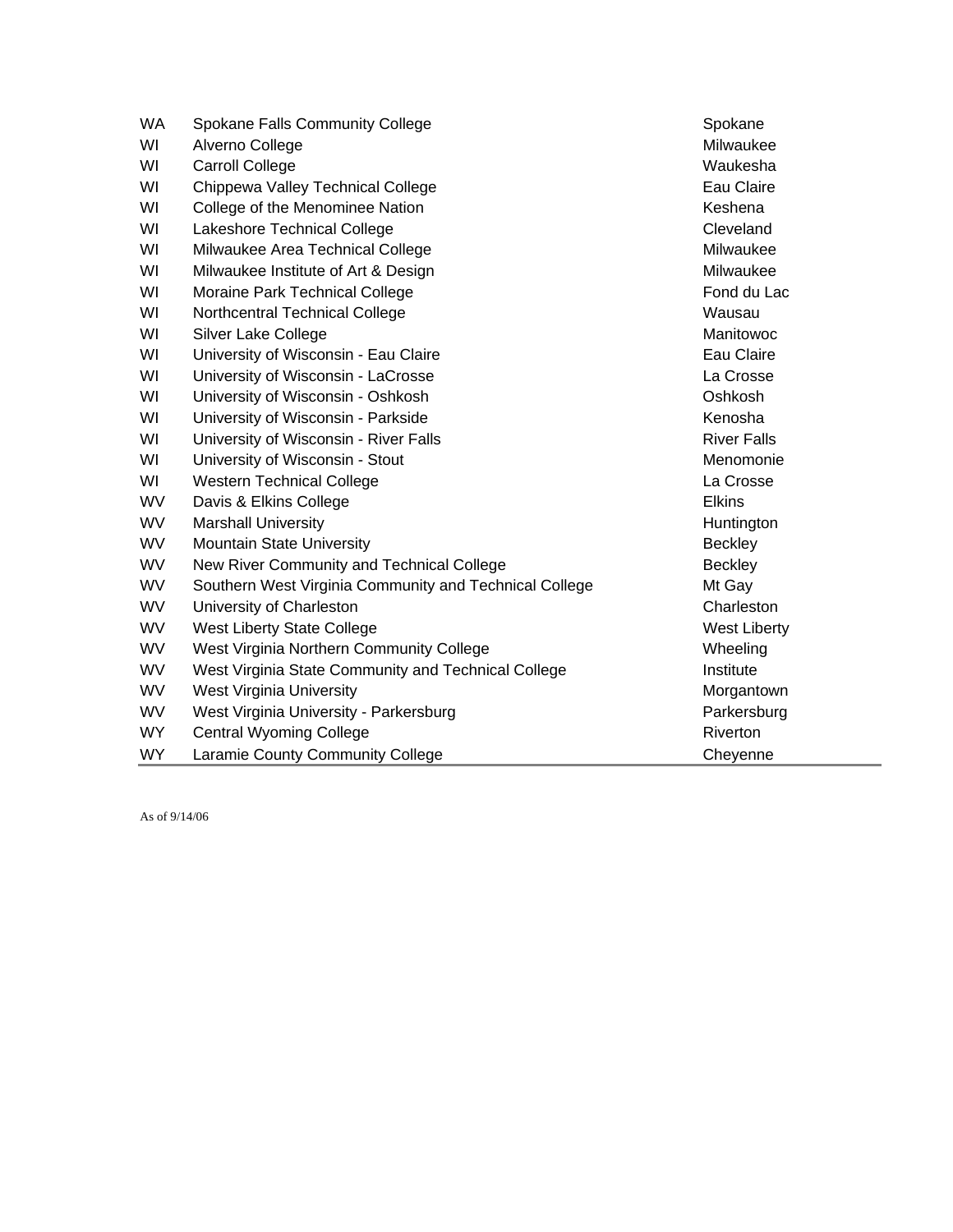| | | |
|---|---|---|
| WA | Spokane Falls Community College | Spokane |
| WI | Alverno College | Milwaukee |
| WI | Carroll College | Waukesha |
| WI | Chippewa Valley Technical College | Eau Claire |
| WI | College of the Menominee Nation | Keshena |
| WI | Lakeshore Technical College | Cleveland |
| WI | Milwaukee Area Technical College | Milwaukee |
| WI | Milwaukee Institute of Art & Design | Milwaukee |
| WI | Moraine Park Technical College | Fond du Lac |
| WI | Northcentral Technical College | Wausau |
| WI | Silver Lake College | Manitowoc |
| WI | University of Wisconsin - Eau Claire | Eau Claire |
| WI | University of Wisconsin - LaCrosse | La Crosse |
| WI | University of Wisconsin - Oshkosh | Oshkosh |
| WI | University of Wisconsin - Parkside | Kenosha |
| WI | University of Wisconsin - River Falls | River Falls |
| WI | University of Wisconsin - Stout | Menomonie |
| WI | Western Technical College | La Crosse |
| WV | Davis & Elkins College | Elkins |
| WV | Marshall University | Huntington |
| WV | Mountain State University | Beckley |
| WV | New River Community and Technical College | Beckley |
| WV | Southern West Virginia Community and Technical College | Mt Gay |
| WV | University of Charleston | Charleston |
| WV | West Liberty State College | West Liberty |
| WV | West Virginia Northern Community College | Wheeling |
| WV | West Virginia State Community and Technical College | Institute |
| WV | West Virginia University | Morgantown |
| WV | West Virginia University - Parkersburg | Parkersburg |
| WY | Central Wyoming College | Riverton |
| WY | Laramie County Community College | Cheyenne |

As of 9/14/06